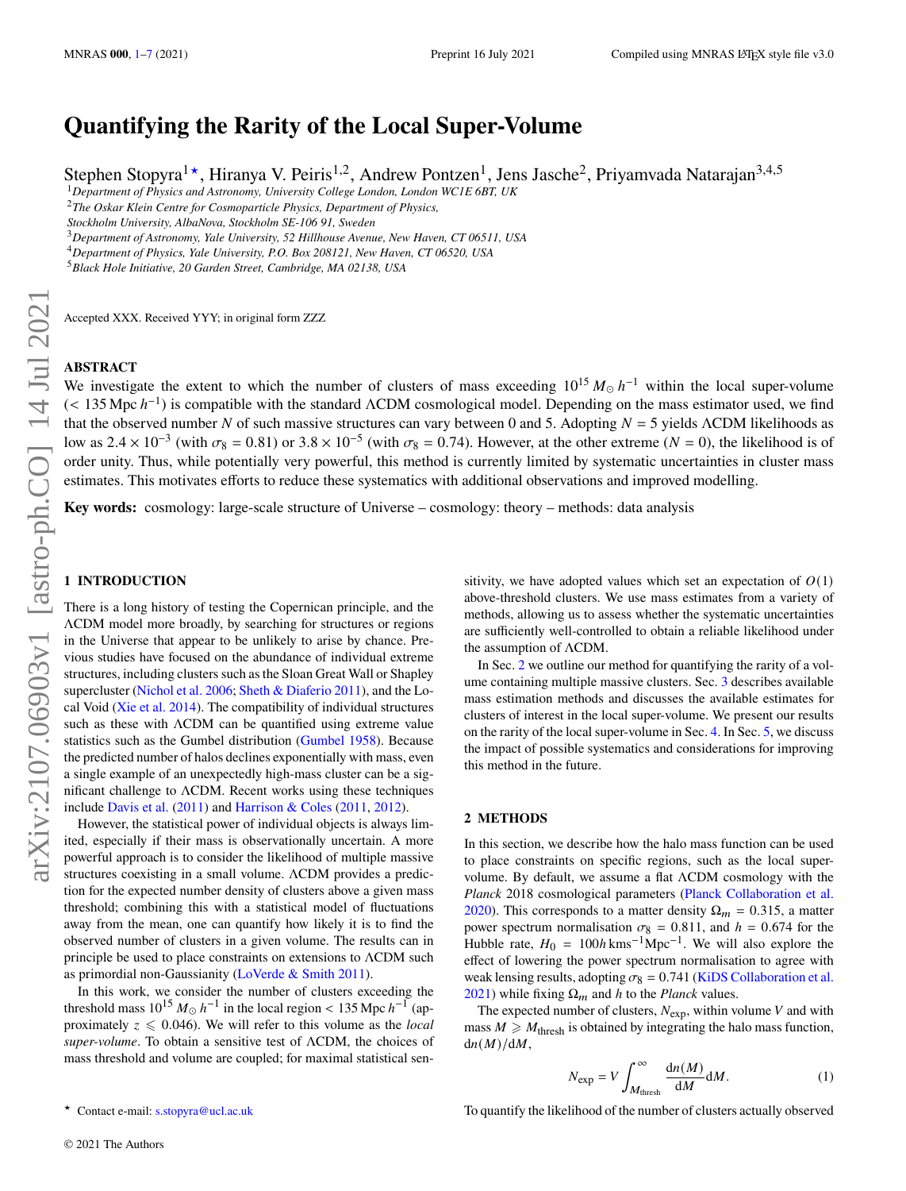# Quantifying the Rarity of the Local Super-Volume

Stephen Stopyra[1⋆], Hiranya V. Peiris[1,2], Andrew Pontzen[1], Jens Jasche[2], Priyamvada Natarajan[3,4,5]

[1] Department of Physics and Astronomy, University College London, London WC1E 6BT, UK
[2] The Oskar Klein Centre for Cosmoparticle Physics, Department of Physics, Stockholm University, AlbaNova, Stockholm SE-106 91, Sweden
[3] Department of Astronomy, Yale University, 52 Hillhouse Avenue, New Haven, CT 06511, USA
[4] Department of Physics, Yale University, P.O. Box 208121, New Haven, CT 06520, USA
[5] Black Hole Initiative, 20 Garden Street, Cambridge, MA 02138, USA

Accepted XXX. Received YYY; in original form ZZZ

## ABSTRACT

We investigate the extent to which the number of clusters of mass exceeding $10^{15}\,M_\odot\,h^{-1}$ within the local super-volume ($< 135\,\mathrm{Mpc}\,h^{-1}$) is compatible with the standard ΛCDM cosmological model. Depending on the mass estimator used, we find that the observed number $N$ of such massive structures can vary between 0 and 5. Adopting $N = 5$ yields ΛCDM likelihoods as low as $2.4 \times 10^{-3}$ (with $\sigma_8 = 0.81$) or $3.8 \times 10^{-5}$ (with $\sigma_8 = 0.74$). However, at the other extreme ($N = 0$), the likelihood is of order unity. Thus, while potentially very powerful, this method is currently limited by systematic uncertainties in cluster mass estimates. This motivates efforts to reduce these systematics with additional observations and improved modelling.

**Key words:** cosmology: large-scale structure of Universe – cosmology: theory – methods: data analysis

## 1 INTRODUCTION

There is a long history of testing the Copernican principle, and the ΛCDM model more broadly, by searching for structures or regions in the Universe that appear to be unlikely to arise by chance. Previous studies have focused on the abundance of individual extreme structures, including clusters such as the Sloan Great Wall or Shapley supercluster (Nichol et al. 2006; Sheth & Diaferio 2011), and the Local Void (Xie et al. 2014). The compatibility of individual structures such as these with ΛCDM can be quantified using extreme value statistics such as the Gumbel distribution (Gumbel 1958). Because the predicted number of halos declines exponentially with mass, even a single example of an unexpectedly high-mass cluster can be a significant challenge to ΛCDM. Recent works using these techniques include Davis et al. (2011) and Harrison & Coles (2011, 2012).

However, the statistical power of individual objects is always limited, especially if their mass is observationally uncertain. A more powerful approach is to consider the likelihood of multiple massive structures coexisting in a small volume. ΛCDM provides a prediction for the expected number density of clusters above a given mass threshold; combining this with a statistical model of fluctuations away from the mean, one can quantify how likely it is to find the observed number of clusters in a given volume. The results can in principle be used to place constraints on extensions to ΛCDM such as primordial non-Gaussianity (LoVerde & Smith 2011).

In this work, we consider the number of clusters exceeding the threshold mass $10^{15}\,M_\odot\,h^{-1}$ in the local region $< 135\,\mathrm{Mpc}\,h^{-1}$ (approximately $z \leqslant 0.046$). We will refer to this volume as the *local super-volume*. To obtain a sensitive test of ΛCDM, the choices of mass threshold and volume are coupled; for maximal statistical sensitivity, we have adopted values which set an expectation of $O(1)$ above-threshold clusters. We use mass estimates from a variety of methods, allowing us to assess whether the systematic uncertainties are sufficiently well-controlled to obtain a reliable likelihood under the assumption of ΛCDM.

In Sec. 2 we outline our method for quantifying the rarity of a volume containing multiple massive clusters. Sec. 3 describes available mass estimation methods and discusses the available estimates for clusters of interest in the local super-volume. We present our results on the rarity of the local super-volume in Sec. 4. In Sec. 5, we discuss the impact of possible systematics and considerations for improving this method in the future.

## 2 METHODS

In this section, we describe how the halo mass function can be used to place constraints on specific regions, such as the local super-volume. By default, we assume a flat ΛCDM cosmology with the *Planck* 2018 cosmological parameters (Planck Collaboration et al. 2020). This corresponds to a matter density $\Omega_m = 0.315$, a matter power spectrum normalisation $\sigma_8 = 0.811$, and $h = 0.674$ for the Hubble rate, $H_0 = 100h\,\mathrm{kms}^{-1}\mathrm{Mpc}^{-1}$. We will also explore the effect of lowering the power spectrum normalisation to agree with weak lensing results, adopting $\sigma_8 = 0.741$ (KiDS Collaboration et al. 2021) while fixing $\Omega_m$ and $h$ to the *Planck* values.

The expected number of clusters, $N_{\mathrm{exp}}$, within volume $V$ and with mass $M \geqslant M_{\mathrm{thresh}}$ is obtained by integrating the halo mass function, $\mathrm{d}n(M)/\mathrm{d}M$,

$$N_{\mathrm{exp}} = V \int_{M_{\mathrm{thresh}}}^{\infty} \frac{\mathrm{d}n(M)}{\mathrm{d}M}\mathrm{d}M. \tag{1}$$

To quantify the likelihood of the number of clusters actually observed

⋆ Contact e-mail: s.stopyra@ucl.ac.uk

© 2021 The Authors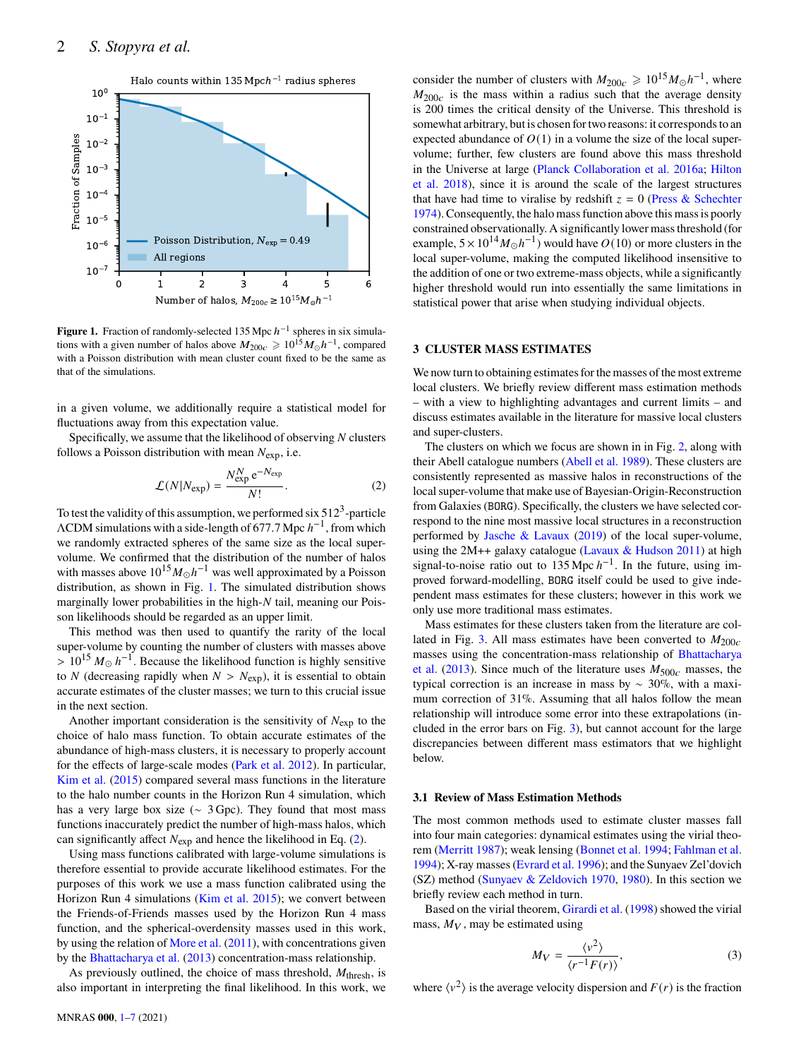Figure 1. Fraction of randomly-selected 135 Mpc $h^{-1}$ spheres in six simulations with a given number of halos above $M_{200c} \geqslant 10^{15} M_{\odot} h^{-1}$, compared with a Poisson distribution with mean cluster count fixed to be the same as that of the simulations.

in a given volume, we additionally require a statistical model for fluctuations away from this expectation value.

Specifically, we assume that the likelihood of observing $N$ clusters follows a Poisson distribution with mean $N_{\rm exp}$, i.e.

$$\mathcal{L}(N|N_{\rm exp}) = \frac{N_{\rm exp}^N \, e^{-N_{\rm exp}}}{N!}. \quad (2)$$

To test the validity of this assumption, we performed six $512^3$-particle $\Lambda$CDM simulations with a side-length of 677.7 Mpc $h^{-1}$, from which we randomly extracted spheres of the same size as the local super-volume. We confirmed that the distribution of the number of halos with masses above $10^{15} M_{\odot} h^{-1}$ was well approximated by a Poisson distribution, as shown in Fig. 1. The simulated distribution shows marginally lower probabilities in the high-$N$ tail, meaning our Poisson likelihoods should be regarded as an upper limit.

This method was then used to quantify the rarity of the local super-volume by counting the number of clusters with masses above $> 10^{15} M_{\odot} h^{-1}$. Because the likelihood function is highly sensitive to $N$ (decreasing rapidly when $N > N_{\rm exp}$), it is essential to obtain accurate estimates of the cluster masses; we turn to this crucial issue in the next section.

Another important consideration is the sensitivity of $N_{\rm exp}$ to the choice of halo mass function. To obtain accurate estimates of the abundance of high-mass clusters, it is necessary to properly account for the effects of large-scale modes (Park et al. 2012). In particular, Kim et al. (2015) compared several mass functions in the literature to the halo number counts in the Horizon Run 4 simulation, which has a very large box size ($\sim$ 3 Gpc). They found that most mass functions inaccurately predict the number of high-mass halos, which can significantly affect $N_{\rm exp}$ and hence the likelihood in Eq. (2).

Using mass functions calibrated with large-volume simulations is therefore essential to provide accurate likelihood estimates. For the purposes of this work we use a mass function calibrated using the Horizon Run 4 simulations (Kim et al. 2015); we convert between the Friends-of-Friends masses used by the Horizon Run 4 mass function, and the spherical-overdensity masses used in this work, by using the relation of More et al. (2011), with concentrations given by the Bhattacharya et al. (2013) concentration-mass relationship.

As previously outlined, the choice of mass threshold, $M_{\rm thresh}$, is also important in interpreting the final likelihood. In this work, we consider the number of clusters with $M_{200c} \geqslant 10^{15} M_{\odot} h^{-1}$, where $M_{200c}$ is the mass within a radius such that the average density is 200 times the critical density of the Universe. This threshold is somewhat arbitrary, but is chosen for two reasons: it corresponds to an expected abundance of $O(1)$ in a volume the size of the local super-volume; further, few clusters are found above this mass threshold in the Universe at large (Planck Collaboration et al. 2016a; Hilton et al. 2018), since it is around the scale of the largest structures that have had time to viralise by redshift $z = 0$ (Press & Schechter 1974). Consequently, the halo mass function above this mass is poorly constrained observationally. A significantly lower mass threshold (for example, $5 \times 10^{14} M_{\odot} h^{-1}$) would have $O(10)$ or more clusters in the local super-volume, making the computed likelihood insensitive to the addition of one or two extreme-mass objects, while a significantly higher threshold would run into essentially the same limitations in statistical power that arise when studying individual objects.

## 3 CLUSTER MASS ESTIMATES

We now turn to obtaining estimates for the masses of the most extreme local clusters. We briefly review different mass estimation methods – with a view to highlighting advantages and current limits – and discuss estimates available in the literature for massive local clusters and super-clusters.

The clusters on which we focus are shown in in Fig. 2, along with their Abell catalogue numbers (Abell et al. 1989). These clusters are consistently represented as massive halos in reconstructions of the local super-volume that make use of Bayesian-Origin-Reconstruction from Galaxies (BORG). Specifically, the clusters we have selected correspond to the nine most massive local structures in a reconstruction performed by Jasche & Lavaux (2019) of the local super-volume, using the 2M++ galaxy catalogue (Lavaux & Hudson 2011) at high signal-to-noise ratio out to 135 Mpc $h^{-1}$. In the future, using improved forward-modelling, BORG itself could be used to give independent mass estimates for these clusters; however in this work we only use more traditional mass estimates.

Mass estimates for these clusters taken from the literature are collated in Fig. 3. All mass estimates have been converted to $M_{200c}$ masses using the concentration-mass relationship of Bhattacharya et al. (2013). Since much of the literature uses $M_{500c}$ masses, the typical correction is an increase in mass by $\sim$ 30%, with a maximum correction of 31%. Assuming that all halos follow the mean relationship will introduce some error into these extrapolations (included in the error bars on Fig. 3), but cannot account for the large discrepancies between different mass estimators that we highlight below.

### 3.1 Review of Mass Estimation Methods

The most common methods used to estimate cluster masses fall into four main categories: dynamical estimates using the virial theorem (Merritt 1987); weak lensing (Bonnet et al. 1994; Fahlman et al. 1994); X-ray masses (Evrard et al. 1996); and the Sunyaev Zel'dovich (SZ) method (Sunyaev & Zeldovich 1970, 1980). In this section we briefly review each method in turn.

Based on the virial theorem, Girardi et al. (1998) showed the virial mass, $M_V$, may be estimated using

$$M_V = \frac{\langle v^2 \rangle}{\langle r^{-1} F(r) \rangle}, \quad (3)$$

where $\langle v^2 \rangle$ is the average velocity dispersion and $F(r)$ is the fraction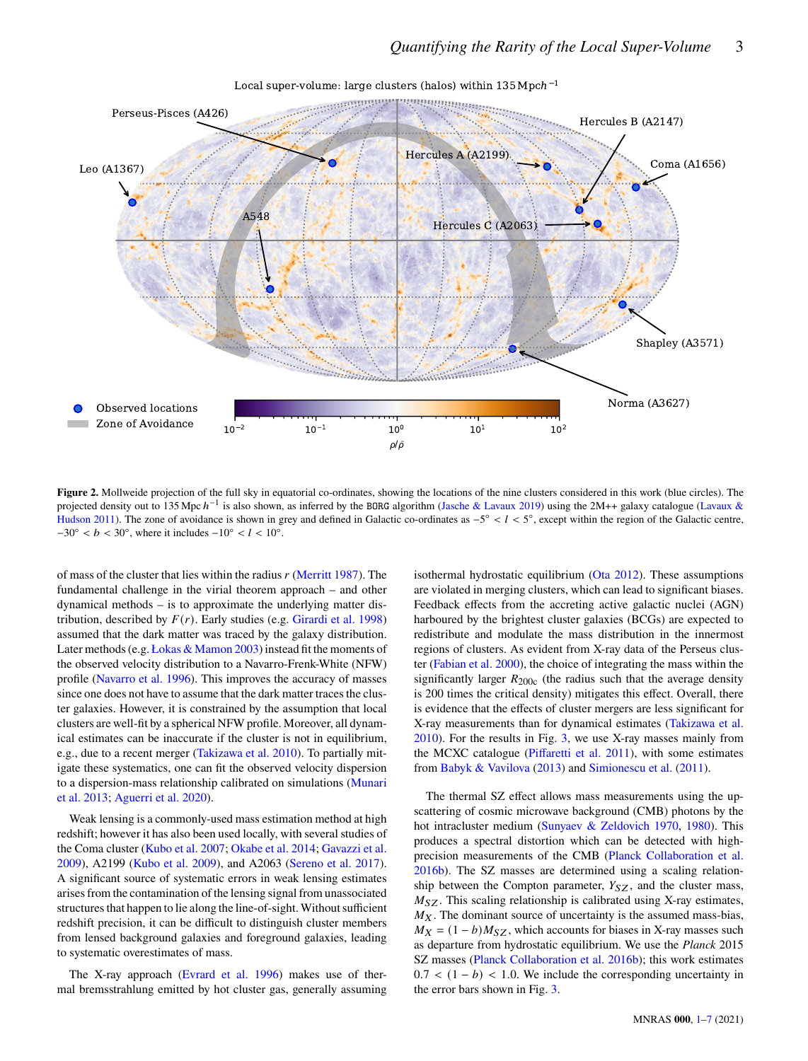**Figure 2.** Mollweide projection of the full sky in equatorial co-ordinates, showing the locations of the nine clusters considered in this work (blue circles). The projected density out to 135 Mpc $h^{-1}$ is also shown, as inferred by the BORG algorithm (Jasche & Lavaux 2019) using the 2M++ galaxy catalogue (Lavaux & Hudson 2011). The zone of avoidance is shown in grey and defined in Galactic co-ordinates as $-5° < l < 5°$, except within the region of the Galactic centre, $-30° < b < 30°$, where it includes $-10° < l < 10°$.

of mass of the cluster that lies within the radius $r$ (Merritt 1987). The fundamental challenge in the virial theorem approach – and other dynamical methods – is to approximate the underlying matter distribution, described by $F(r)$. Early studies (e.g. Girardi et al. 1998) assumed that the dark matter was traced by the galaxy distribution. Later methods (e.g. Łokas & Mamon 2003) instead fit the moments of the observed velocity distribution to a Navarro-Frenk-White (NFW) profile (Navarro et al. 1996). This improves the accuracy of masses since one does not have to assume that the dark matter traces the cluster galaxies. However, it is constrained by the assumption that local clusters are well-fit by a spherical NFW profile. Moreover, all dynamical estimates can be inaccurate if the cluster is not in equilibrium, e.g., due to a recent merger (Takizawa et al. 2010). To partially mitigate these systematics, one can fit the observed velocity dispersion to a dispersion-mass relationship calibrated on simulations (Munari et al. 2013; Aguerri et al. 2020).

Weak lensing is a commonly-used mass estimation method at high redshift; however it has also been used locally, with several studies of the Coma cluster (Kubo et al. 2007; Okabe et al. 2014; Gavazzi et al. 2009), A2199 (Kubo et al. 2009), and A2063 (Sereno et al. 2017). A significant source of systematic errors in weak lensing estimates arises from the contamination of the lensing signal from unassociated structures that happen to lie along the line-of-sight. Without sufficient redshift precision, it can be difficult to distinguish cluster members from lensed background galaxies and foreground galaxies, leading to systematic overestimates of mass.

The X-ray approach (Evrard et al. 1996) makes use of thermal bremsstrahlung emitted by hot cluster gas, generally assuming isothermal hydrostatic equilibrium (Ota 2012). These assumptions are violated in merging clusters, which can lead to significant biases. Feedback effects from the accreting active galactic nuclei (AGN) harboured by the brightest cluster galaxies (BCGs) are expected to redistribute and modulate the mass distribution in the innermost regions of clusters. As evident from X-ray data of the Perseus cluster (Fabian et al. 2000), the choice of integrating the mass within the significantly larger $R_{200c}$ (the radius such that the average density is 200 times the critical density) mitigates this effect. Overall, there is evidence that the effects of cluster mergers are less significant for X-ray measurements than for dynamical estimates (Takizawa et al. 2010). For the results in Fig. 3, we use X-ray masses mainly from the MCXC catalogue (Piffaretti et al. 2011), with some estimates from Babyk & Vavilova (2013) and Simionescu et al. (2011).

The thermal SZ effect allows mass measurements using the upscattering of cosmic microwave background (CMB) photons by the hot intracluster medium (Sunyaev & Zeldovich 1970, 1980). This produces a spectral distortion which can be detected with high-precision measurements of the CMB (Planck Collaboration et al. 2016b). The SZ masses are determined using a scaling relationship between the Compton parameter, $Y_{SZ}$, and the cluster mass, $M_{SZ}$. This scaling relationship is calibrated using X-ray estimates, $M_X$. The dominant source of uncertainty is the assumed mass-bias, $M_X = (1 - b)M_{SZ}$, which accounts for biases in X-ray masses such as departure from hydrostatic equilibrium. We use the *Planck* 2015 SZ masses (Planck Collaboration et al. 2016b); this work estimates $0.7 < (1 - b) < 1.0$. We include the corresponding uncertainty in the error bars shown in Fig. 3.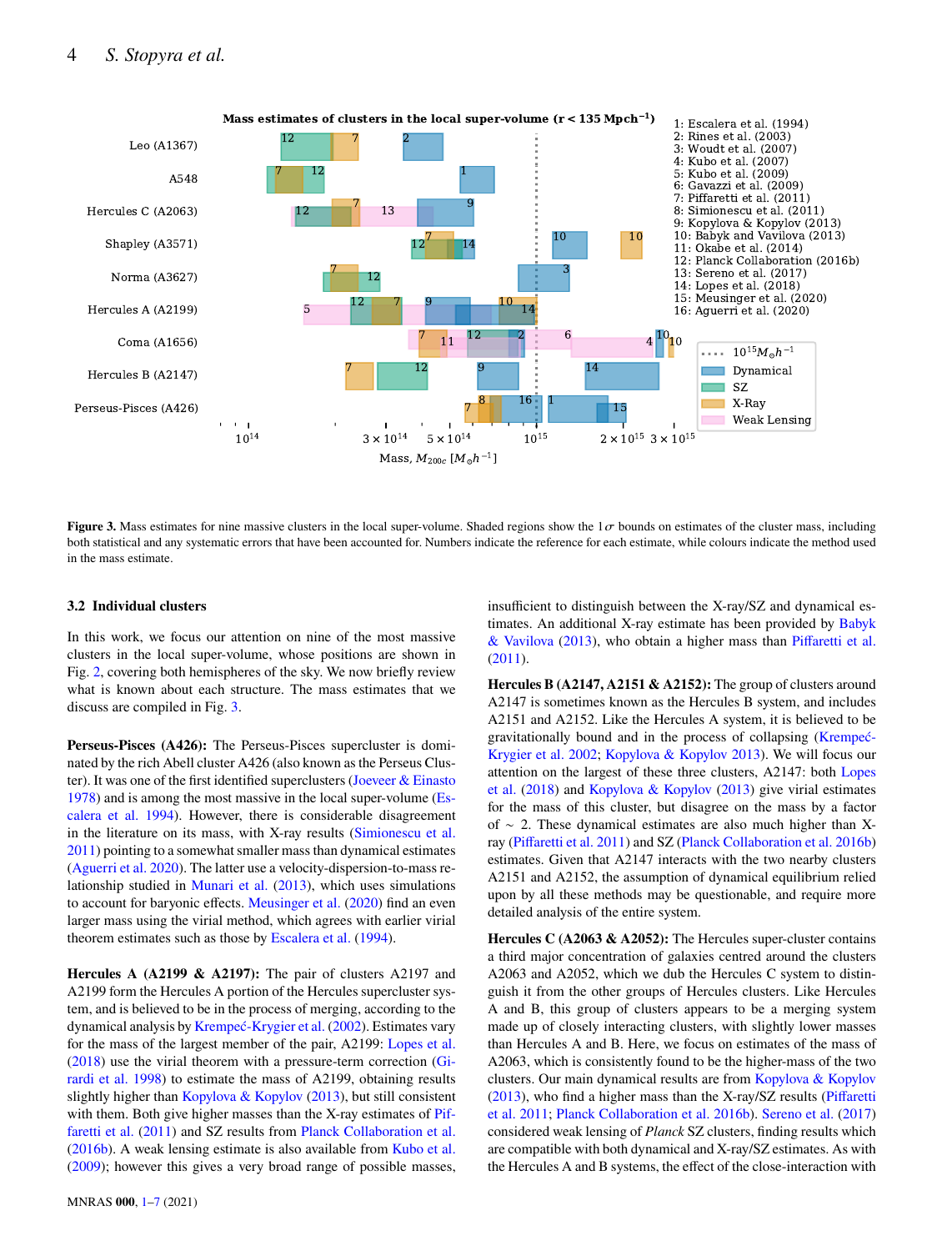**Figure 3.** Mass estimates for nine massive clusters in the local super-volume. Shaded regions show the $1\sigma$ bounds on estimates of the cluster mass, including both statistical and any systematic errors that have been accounted for. Numbers indicate the reference for each estimate, while colours indicate the method used in the mass estimate.

### 3.2 Individual clusters

In this work, we focus our attention on nine of the most massive clusters in the local super-volume, whose positions are shown in Fig. 2, covering both hemispheres of the sky. We now briefly review what is known about each structure. The mass estimates that we discuss are compiled in Fig. 3.

**Perseus-Pisces (A426):** The Perseus-Pisces supercluster is dominated by the rich Abell cluster A426 (also known as the Perseus Cluster). It was one of the first identified superclusters (Joeveer & Einasto 1978) and is among the most massive in the local super-volume (Escalera et al. 1994). However, there is considerable disagreement in the literature on its mass, with X-ray results (Simionescu et al. 2011) pointing to a somewhat smaller mass than dynamical estimates (Aguerri et al. 2020). The latter use a velocity-dispersion-to-mass relationship studied in Munari et al. (2013), which uses simulations to account for baryonic effects. Meusinger et al. (2020) find an even larger mass using the virial method, which agrees with earlier virial theorem estimates such as those by Escalera et al. (1994).

**Hercules A (A2199 & A2197):** The pair of clusters A2197 and A2199 form the Hercules A portion of the Hercules supercluster system, and is believed to be in the process of merging, according to the dynamical analysis by Krempeć-Krygier et al. (2002). Estimates vary for the mass of the largest member of the pair, A2199: Lopes et al. (2018) use the virial theorem with a pressure-term correction (Girardi et al. 1998) to estimate the mass of A2199, obtaining results slightly higher than Kopylova & Kopylov (2013), but still consistent with them. Both give higher masses than the X-ray estimates of Piffaretti et al. (2011) and SZ results from Planck Collaboration et al. (2016b). A weak lensing estimate is also available from Kubo et al. (2009); however this gives a very broad range of possible masses, insufficient to distinguish between the X-ray/SZ and dynamical estimates. An additional X-ray estimate has been provided by Babyk & Vavilova (2013), who obtain a higher mass than Piffaretti et al. (2011).

**Hercules B (A2147, A2151 & A2152):** The group of clusters around A2147 is sometimes known as the Hercules B system, and includes A2151 and A2152. Like the Hercules A system, it is believed to be gravitationally bound and in the process of collapsing (Krempeć-Krygier et al. 2002; Kopylova & Kopylov 2013). We will focus our attention on the largest of these three clusters, A2147: both Lopes et al. (2018) and Kopylova & Kopylov (2013) give virial estimates for the mass of this cluster, but disagree on the mass by a factor of $\sim 2$. These dynamical estimates are also much higher than X-ray (Piffaretti et al. 2011) and SZ (Planck Collaboration et al. 2016b) estimates. Given that A2147 interacts with the two nearby clusters A2151 and A2152, the assumption of dynamical equilibrium relied upon by all these methods may be questionable, and require more detailed analysis of the entire system.

**Hercules C (A2063 & A2052):** The Hercules super-cluster contains a third major concentration of galaxies centred around the clusters A2063 and A2052, which we dub the Hercules C system to distinguish it from the other groups of Hercules clusters. Like Hercules A and B, this group of clusters appears to be a merging system made up of closely interacting clusters, with slightly lower masses than Hercules A and B. Here, we focus on estimates of the mass of A2063, which is consistently found to be the higher-mass of the two clusters. Our main dynamical results are from Kopylova & Kopylov (2013), who find a higher mass than the X-ray/SZ results (Piffaretti et al. 2011; Planck Collaboration et al. 2016b). Sereno et al. (2017) considered weak lensing of *Planck* SZ clusters, finding results which are compatible with both dynamical and X-ray/SZ estimates. As with the Hercules A and B systems, the effect of the close-interaction with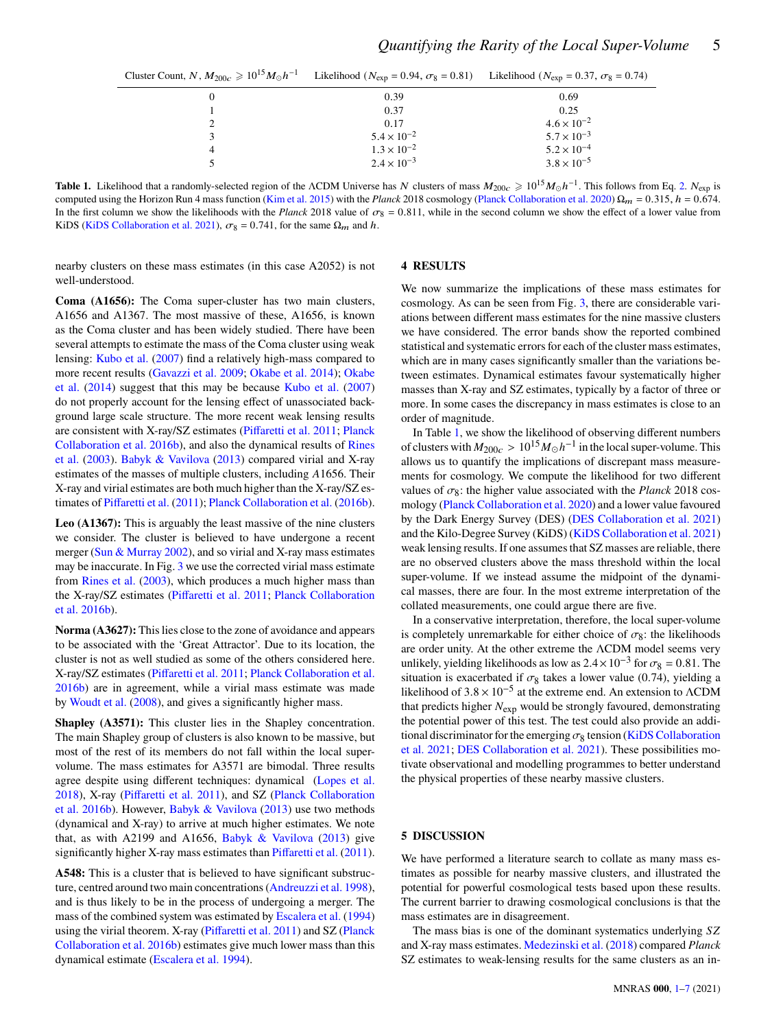| Cluster Count, $N$, $M_{200c} \geqslant 10^{15} M_{\odot} h^{-1}$ | Likelihood ($N_{\rm exp} = 0.94$, $\sigma_8 = 0.81$) | Likelihood ($N_{\rm exp} = 0.37$, $\sigma_8 = 0.74$) |
|---|---|---|
| 0 | 0.39 | 0.69 |
| 1 | 0.37 | 0.25 |
| 2 | 0.17 | $4.6 \times 10^{-2}$ |
| 3 | $5.4 \times 10^{-2}$ | $5.7 \times 10^{-3}$ |
| 4 | $1.3 \times 10^{-2}$ | $5.2 \times 10^{-4}$ |
| 5 | $2.4 \times 10^{-3}$ | $3.8 \times 10^{-5}$ |

**Table 1.** Likelihood that a randomly-selected region of the ΛCDM Universe has $N$ clusters of mass $M_{200c} \geqslant 10^{15} M_{\odot} h^{-1}$. This follows from Eq. 2. $N_{\rm exp}$ is computed using the Horizon Run 4 mass function (Kim et al. 2015) with the *Planck* 2018 cosmology (Planck Collaboration et al. 2020) $\Omega_m = 0.315$, $h = 0.674$. In the first column we show the likelihoods with the *Planck* 2018 value of $\sigma_8 = 0.811$, while in the second column we show the effect of a lower value from KiDS (KiDS Collaboration et al. 2021), $\sigma_8 = 0.741$, for the same $\Omega_m$ and $h$.

nearby clusters on these mass estimates (in this case A2052) is not well-understood.

**Coma (A1656):** The Coma super-cluster has two main clusters, A1656 and A1367. The most massive of these, A1656, is known as the Coma cluster and has been widely studied. There have been several attempts to estimate the mass of the Coma cluster using weak lensing: Kubo et al. (2007) find a relatively high-mass compared to more recent results (Gavazzi et al. 2009; Okabe et al. 2014); Okabe et al. (2014) suggest that this may be because Kubo et al. (2007) do not properly account for the lensing effect of unassociated background large scale structure. The more recent weak lensing results are consistent with X-ray/SZ estimates (Piffaretti et al. 2011; Planck Collaboration et al. 2016b), and also the dynamical results of Rines et al. (2003). Babyk & Vavilova (2013) compared virial and X-ray estimates of the masses of multiple clusters, including *A*1656. Their X-ray and virial estimates are both much higher than the X-ray/SZ estimates of Piffaretti et al. (2011); Planck Collaboration et al. (2016b).

**Leo (A1367):** This is arguably the least massive of the nine clusters we consider. The cluster is believed to have undergone a recent merger (Sun & Murray 2002), and so virial and X-ray mass estimates may be inaccurate. In Fig. 3 we use the corrected virial mass estimate from Rines et al. (2003), which produces a much higher mass than the X-ray/SZ estimates (Piffaretti et al. 2011; Planck Collaboration et al. 2016b).

**Norma (A3627):** This lies close to the zone of avoidance and appears to be associated with the 'Great Attractor'. Due to its location, the cluster is not as well studied as some of the others considered here. X-ray/SZ estimates (Piffaretti et al. 2011; Planck Collaboration et al. 2016b) are in agreement, while a virial mass estimate was made by Woudt et al. (2008), and gives a significantly higher mass.

**Shapley (A3571):** This cluster lies in the Shapley concentration. The main Shapley group of clusters is also known to be massive, but most of the rest of its members do not fall within the local super-volume. The mass estimates for A3571 are bimodal. Three results agree despite using different techniques: dynamical (Lopes et al. 2018), X-ray (Piffaretti et al. 2011), and SZ (Planck Collaboration et al. 2016b). However, Babyk & Vavilova (2013) use two methods (dynamical and X-ray) to arrive at much higher estimates. We note that, as with A2199 and A1656, Babyk & Vavilova (2013) give significantly higher X-ray mass estimates than Piffaretti et al. (2011).

**A548:** This is a cluster that is believed to have significant substructure, centred around two main concentrations (Andreuzzi et al. 1998), and is thus likely to be in the process of undergoing a merger. The mass of the combined system was estimated by Escalera et al. (1994) using the virial theorem. X-ray (Piffaretti et al. 2011) and SZ (Planck Collaboration et al. 2016b) estimates give much lower mass than this dynamical estimate (Escalera et al. 1994).

## 4 RESULTS

We now summarize the implications of these mass estimates for cosmology. As can be seen from Fig. 3, there are considerable variations between different mass estimates for the nine massive clusters we have considered. The error bands show the reported combined statistical and systematic errors for each of the cluster mass estimates, which are in many cases significantly smaller than the variations between estimates. Dynamical estimates favour systematically higher masses than X-ray and SZ estimates, typically by a factor of three or more. In some cases the discrepancy in mass estimates is close to an order of magnitude.

In Table 1, we show the likelihood of observing different numbers of clusters with $M_{200c} > 10^{15} M_{\odot} h^{-1}$ in the local super-volume. This allows us to quantify the implications of discrepant mass measurements for cosmology. We compute the likelihood for two different values of $\sigma_8$: the higher value associated with the *Planck* 2018 cosmology (Planck Collaboration et al. 2020) and a lower value favoured by the Dark Energy Survey (DES) (DES Collaboration et al. 2021) and the Kilo-Degree Survey (KiDS) (KiDS Collaboration et al. 2021) weak lensing results. If one assumes that SZ masses are reliable, there are no observed clusters above the mass threshold within the local super-volume. If we instead assume the midpoint of the dynamical masses, there are four. In the most extreme interpretation of the collated measurements, one could argue there are five.

In a conservative interpretation, therefore, the local super-volume is completely unremarkable for either choice of $\sigma_8$: the likelihoods are order unity. At the other extreme the ΛCDM model seems very unlikely, yielding likelihoods as low as $2.4 \times 10^{-3}$ for $\sigma_8 = 0.81$. The situation is exacerbated if $\sigma_8$ takes a lower value (0.74), yielding a likelihood of $3.8 \times 10^{-5}$ at the extreme end. An extension to ΛCDM that predicts higher $N_{\rm exp}$ would be strongly favoured, demonstrating the potential power of this test. The test could also provide an additional discriminator for the emerging $\sigma_8$ tension (KiDS Collaboration et al. 2021; DES Collaboration et al. 2021). These possibilities motivate observational and modelling programmes to better understand the physical properties of these nearby massive clusters.

## 5 DISCUSSION

We have performed a literature search to collate as many mass estimates as possible for nearby massive clusters, and illustrated the potential for powerful cosmological tests based upon these results. The current barrier to drawing cosmological conclusions is that the mass estimates are in disagreement.

The mass bias is one of the dominant systematics underlying *SZ* and X-ray mass estimates. Medezinski et al. (2018) compared *Planck* SZ estimates to weak-lensing results for the same clusters as an in-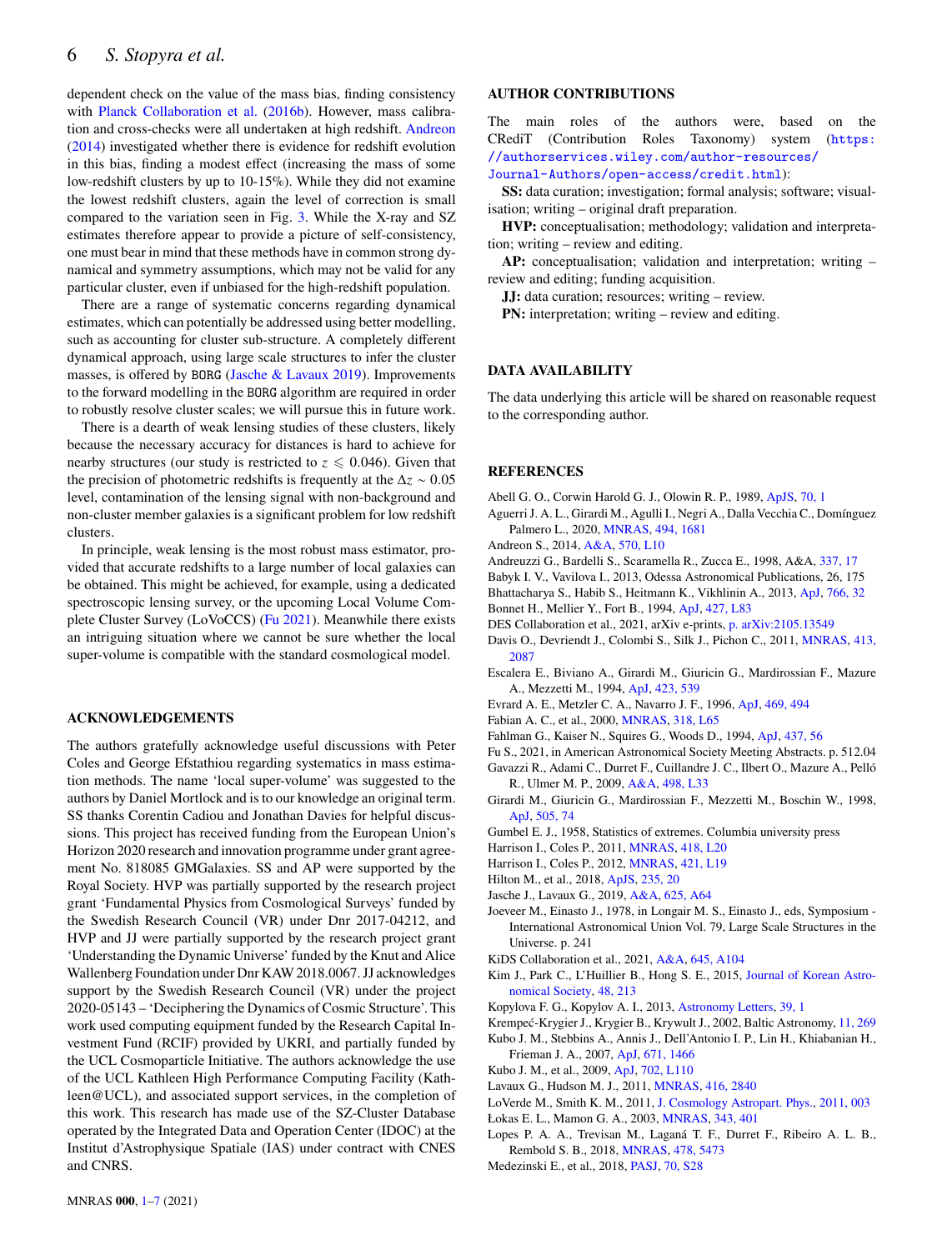dependent check on the value of the mass bias, finding consistency with Planck Collaboration et al. (2016b). However, mass calibration and cross-checks were all undertaken at high redshift. Andreon (2014) investigated whether there is evidence for redshift evolution in this bias, finding a modest effect (increasing the mass of some low-redshift clusters by up to 10-15%). While they did not examine the lowest redshift clusters, again the level of correction is small compared to the variation seen in Fig. 3. While the X-ray and SZ estimates therefore appear to provide a picture of self-consistency, one must bear in mind that these methods have in common strong dynamical and symmetry assumptions, which may not be valid for any particular cluster, even if unbiased for the high-redshift population.

There are a range of systematic concerns regarding dynamical estimates, which can potentially be addressed using better modelling, such as accounting for cluster sub-structure. A completely different dynamical approach, using large scale structures to infer the cluster masses, is offered by BORG (Jasche & Lavaux 2019). Improvements to the forward modelling in the BORG algorithm are required in order to robustly resolve cluster scales; we will pursue this in future work.

There is a dearth of weak lensing studies of these clusters, likely because the necessary accuracy for distances is hard to achieve for nearby structures (our study is restricted to $z \leqslant 0.046$). Given that the precision of photometric redshifts is frequently at the $\Delta z \sim 0.05$ level, contamination of the lensing signal with non-background and non-cluster member galaxies is a significant problem for low redshift clusters.

In principle, weak lensing is the most robust mass estimator, provided that accurate redshifts to a large number of local galaxies can be obtained. This might be achieved, for example, using a dedicated spectroscopic lensing survey, or the upcoming Local Volume Complete Cluster Survey (LoVoCCS) (Fu 2021). Meanwhile there exists an intriguing situation where we cannot be sure whether the local super-volume is compatible with the standard cosmological model.

## ACKNOWLEDGEMENTS

The authors gratefully acknowledge useful discussions with Peter Coles and George Efstathiou regarding systematics in mass estimation methods. The name 'local super-volume' was suggested to the authors by Daniel Mortlock and is to our knowledge an original term. SS thanks Corentin Cadiou and Jonathan Davies for helpful discussions. This project has received funding from the European Union's Horizon 2020 research and innovation programme under grant agreement No. 818085 GMGalaxies. SS and AP were supported by the Royal Society. HVP was partially supported by the research project grant 'Fundamental Physics from Cosmological Surveys' funded by the Swedish Research Council (VR) under Dnr 2017-04212, and HVP and JJ were partially supported by the research project grant 'Understanding the Dynamic Universe' funded by the Knut and Alice Wallenberg Foundation under Dnr KAW 2018.0067. JJ acknowledges support by the Swedish Research Council (VR) under the project 2020-05143 – 'Deciphering the Dynamics of Cosmic Structure'. This work used computing equipment funded by the Research Capital Investment Fund (RCIF) provided by UKRI, and partially funded by the UCL Cosmoparticle Initiative. The authors acknowledge the use of the UCL Kathleen High Performance Computing Facility (Kathleen@UCL), and associated support services, in the completion of this work. This research has made use of the SZ-Cluster Database operated by the Integrated Data and Operation Center (IDOC) at the Institut d'Astrophysique Spatiale (IAS) under contract with CNES and CNRS.

## AUTHOR CONTRIBUTIONS

The main roles of the authors were, based on the CRediT (Contribution Roles Taxonomy) system (https://authorservices.wiley.com/author-resources/Journal-Authors/open-access/credit.html):

**SS:** data curation; investigation; formal analysis; software; visualisation; writing – original draft preparation.

**HVP:** conceptualisation; methodology; validation and interpretation; writing – review and editing.

**AP:** conceptualisation; validation and interpretation; writing – review and editing; funding acquisition.

**JJ:** data curation; resources; writing – review.

**PN:** interpretation; writing – review and editing.

## DATA AVAILABILITY

The data underlying this article will be shared on reasonable request to the corresponding author.

## REFERENCES

Abell G. O., Corwin Harold G. J., Olowin R. P., 1989, ApJS, 70, 1
Aguerri J. A. L., Girardi M., Agulli I., Negri A., Dalla Vecchia C., Domínguez Palmero L., 2020, MNRAS, 494, 1681
Andreon S., 2014, A&A, 570, L10
Andreuzzi G., Bardelli S., Scaramella R., Zucca E., 1998, A&A, 337, 17
Babyk I. V., Vavilova I., 2013, Odessa Astronomical Publications, 26, 175
Bhattacharya S., Habib S., Heitmann K., Vikhlinin A., 2013, ApJ, 766, 32
Bonnet H., Mellier Y., Fort B., 1994, ApJ, 427, L83
DES Collaboration et al., 2021, arXiv e-prints, p. arXiv:2105.13549
Davis O., Devriendt J., Colombi S., Silk J., Pichon C., 2011, MNRAS, 413, 2087
Escalera E., Biviano A., Girardi M., Giuricin G., Mardirossian F., Mazure A., Mezzetti M., 1994, ApJ, 423, 539
Evrard A. E., Metzler C. A., Navarro J. F., 1996, ApJ, 469, 494
Fabian A. C., et al., 2000, MNRAS, 318, L65
Fahlman G., Kaiser N., Squires G., Woods D., 1994, ApJ, 437, 56
Fu S., 2021, in American Astronomical Society Meeting Abstracts. p. 512.04
Gavazzi R., Adami C., Durret F., Cuillandre J. C., Ilbert O., Mazure A., Pelló R., Ulmer M. P., 2009, A&A, 498, L33
Girardi M., Giuricin G., Mardirossian F., Mezzetti M., Boschin W., 1998, ApJ, 505, 74
Gumbel E. J., 1958, Statistics of extremes. Columbia university press
Harrison I., Coles P., 2011, MNRAS, 418, L20
Harrison I., Coles P., 2012, MNRAS, 421, L19
Hilton M., et al., 2018, ApJS, 235, 20
Jasche J., Lavaux G., 2019, A&A, 625, A64
Joeveer M., Einasto J., 1978, in Longair M. S., Einasto J., eds, Symposium - International Astronomical Union Vol. 79, Large Scale Structures in the Universe. p. 241
KiDS Collaboration et al., 2021, A&A, 645, A104
Kim J., Park C., L'Huillier B., Hong S. E., 2015, Journal of Korean Astronomical Society, 48, 213
Kopylova F. G., Kopylov A. I., 2013, Astronomy Letters, 39, 1
Krempeć-Krygier J., Krygier B., Krywult J., 2002, Baltic Astronomy, 11, 269
Kubo J. M., Stebbins A., Annis J., Dell'Antonio I. P., Lin H., Khiabanian H., Frieman J. A., 2007, ApJ, 671, 1466
Kubo J. M., et al., 2009, ApJ, 702, L110
Lavaux G., Hudson M. J., 2011, MNRAS, 416, 2840
LoVerde M., Smith K. M., 2011, J. Cosmology Astropart. Phys., 2011, 003
Łokas E. L., Mamon G. A., 2003, MNRAS, 343, 401
Lopes P. A. A., Trevisan M., Laganá T. F., Durret F., Ribeiro A. L. B., Rembold S. B., 2018, MNRAS, 478, 5473
Medezinski E., et al., 2018, PASJ, 70, S28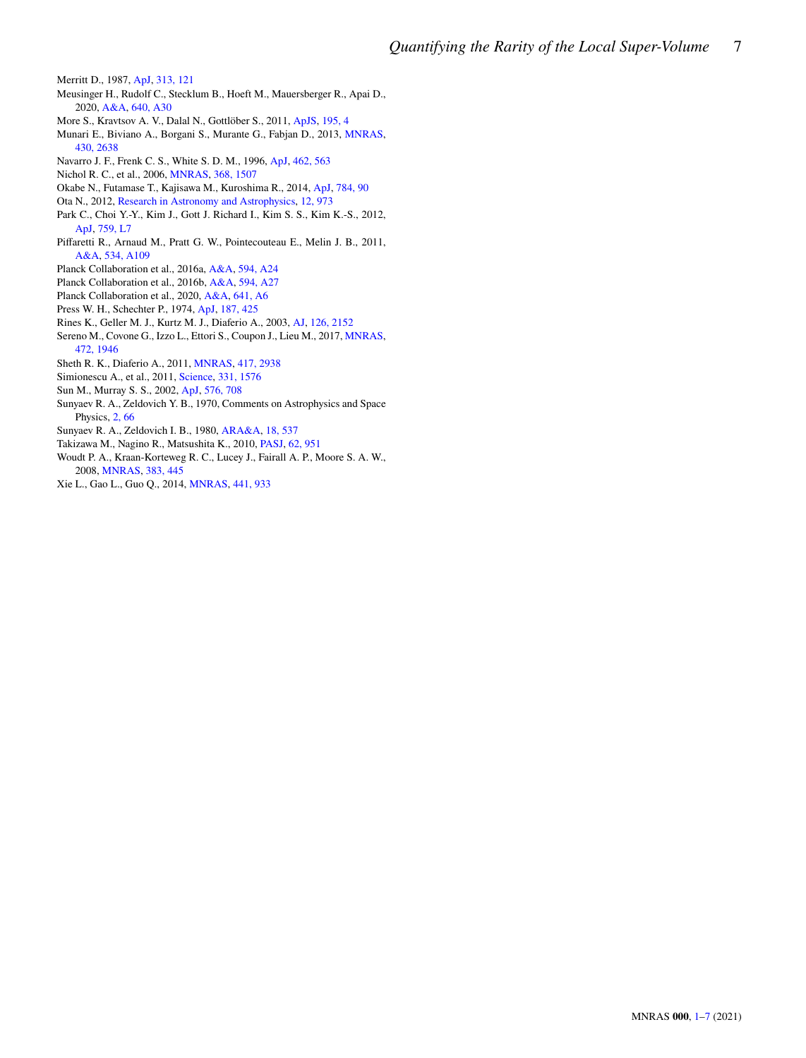Merritt D., 1987, ApJ, 313, 121

Meusinger H., Rudolf C., Stecklum B., Hoeft M., Mauersberger R., Apai D., 2020, A&A, 640, A30

More S., Kravtsov A. V., Dalal N., Gottlöber S., 2011, ApJS, 195, 4

Munari E., Biviano A., Borgani S., Murante G., Fabjan D., 2013, MNRAS, 430, 2638

Navarro J. F., Frenk C. S., White S. D. M., 1996, ApJ, 462, 563

Nichol R. C., et al., 2006, MNRAS, 368, 1507

Okabe N., Futamase T., Kajisawa M., Kuroshima R., 2014, ApJ, 784, 90

Ota N., 2012, Research in Astronomy and Astrophysics, 12, 973

Park C., Choi Y.-Y., Kim J., Gott J. Richard I., Kim S. S., Kim K.-S., 2012, ApJ, 759, L7

Piffaretti R., Arnaud M., Pratt G. W., Pointecouteau E., Melin J. B., 2011, A&A, 534, A109

Planck Collaboration et al., 2016a, A&A, 594, A24

Planck Collaboration et al., 2016b, A&A, 594, A27

Planck Collaboration et al., 2020, A&A, 641, A6

Press W. H., Schechter P., 1974, ApJ, 187, 425

Rines K., Geller M. J., Kurtz M. J., Diaferio A., 2003, AJ, 126, 2152

Sereno M., Covone G., Izzo L., Ettori S., Coupon J., Lieu M., 2017, MNRAS, 472, 1946

Sheth R. K., Diaferio A., 2011, MNRAS, 417, 2938

Simionescu A., et al., 2011, Science, 331, 1576

Sun M., Murray S. S., 2002, ApJ, 576, 708

Sunyaev R. A., Zeldovich Y. B., 1970, Comments on Astrophysics and Space Physics, 2, 66

Sunyaev R. A., Zeldovich I. B., 1980, ARA&A, 18, 537

Takizawa M., Nagino R., Matsushita K., 2010, PASJ, 62, 951

Woudt P. A., Kraan-Korteweg R. C., Lucey J., Fairall A. P., Moore S. A. W., 2008, MNRAS, 383, 445

Xie L., Gao L., Guo Q., 2014, MNRAS, 441, 933